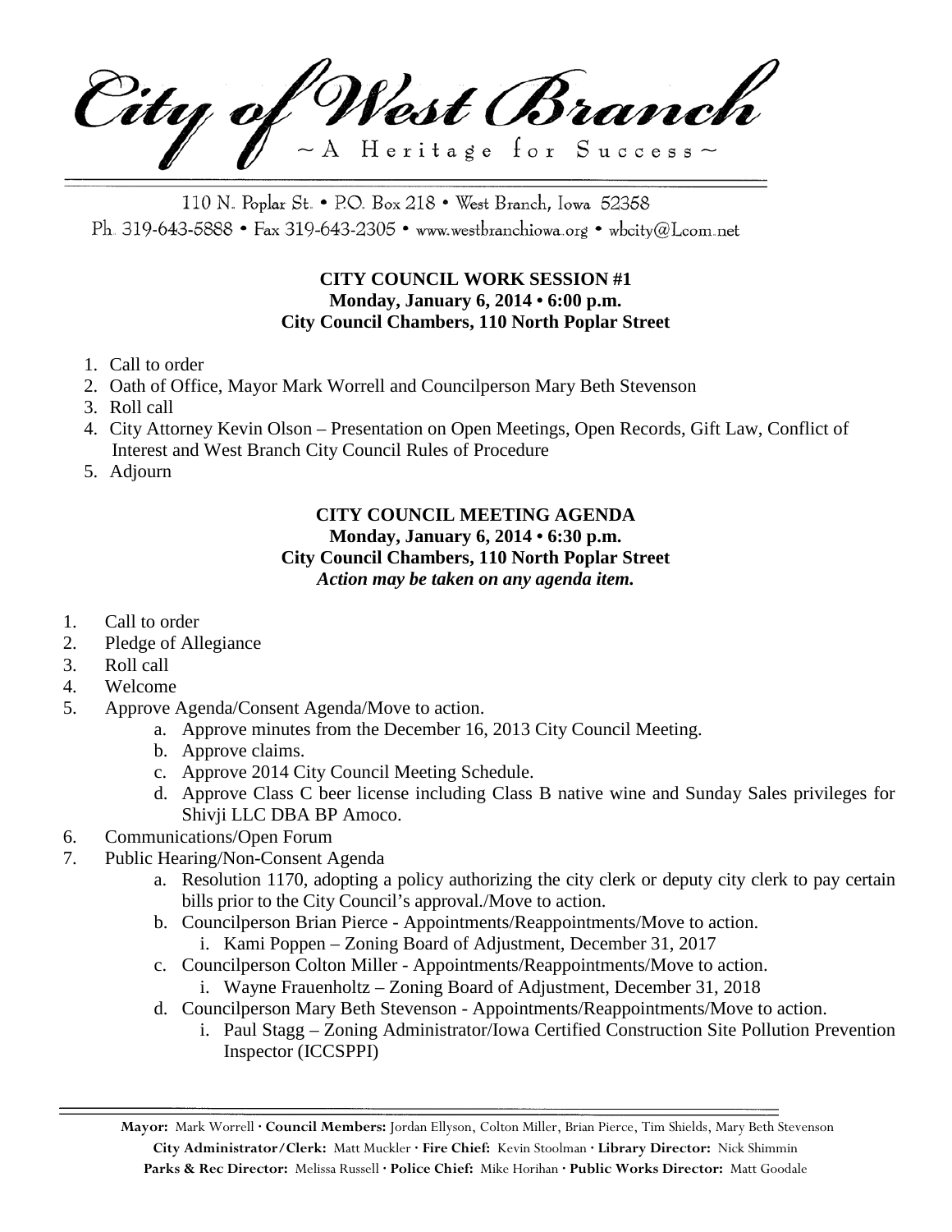# City of West Branch

~ A Heritage for Success ~

110 N. Poplar St. • P.O. Box 218 • West Branch, Iowa 52358
Ph. 319-643-5888 • Fax 319-643-2305 • www.westbranchiowa.org • wbcity@Lcom.net

**CITY COUNCIL WORK SESSION #1**
**Monday, January 6, 2014 • 6:00 p.m.**
**City Council Chambers, 110 North Poplar Street**

1. Call to order
2. Oath of Office, Mayor Mark Worrell and Councilperson Mary Beth Stevenson
3. Roll call
4. City Attorney Kevin Olson – Presentation on Open Meetings, Open Records, Gift Law, Conflict of Interest and West Branch City Council Rules of Procedure
5. Adjourn

**CITY COUNCIL MEETING AGENDA**
**Monday, January 6, 2014 • 6:30 p.m.**
**City Council Chambers, 110 North Poplar Street**
***Action may be taken on any agenda item.***

1. Call to order
2. Pledge of Allegiance
3. Roll call
4. Welcome
5. Approve Agenda/Consent Agenda/Move to action.
   a. Approve minutes from the December 16, 2013 City Council Meeting.
   b. Approve claims.
   c. Approve 2014 City Council Meeting Schedule.
   d. Approve Class C beer license including Class B native wine and Sunday Sales privileges for Shivji LLC DBA BP Amoco.
6. Communications/Open Forum
7. Public Hearing/Non-Consent Agenda
   a. Resolution 1170, adopting a policy authorizing the city clerk or deputy city clerk to pay certain bills prior to the City Council's approval./Move to action.
   b. Councilperson Brian Pierce - Appointments/Reappointments/Move to action.
      i. Kami Poppen – Zoning Board of Adjustment, December 31, 2017
   c. Councilperson Colton Miller - Appointments/Reappointments/Move to action.
      i. Wayne Frauenholtz – Zoning Board of Adjustment, December 31, 2018
   d. Councilperson Mary Beth Stevenson - Appointments/Reappointments/Move to action.
      i. Paul Stagg – Zoning Administrator/Iowa Certified Construction Site Pollution Prevention Inspector (ICCSPPI)

**Mayor:** Mark Worrell · **Council Members:** Jordan Ellyson, Colton Miller, Brian Pierce, Tim Shields, Mary Beth Stevenson
**City Administrator/Clerk:** Matt Muckler · **Fire Chief:** Kevin Stoolman · **Library Director:** Nick Shimmin
**Parks & Rec Director:** Melissa Russell · **Police Chief:** Mike Horihan · **Public Works Director:** Matt Goodale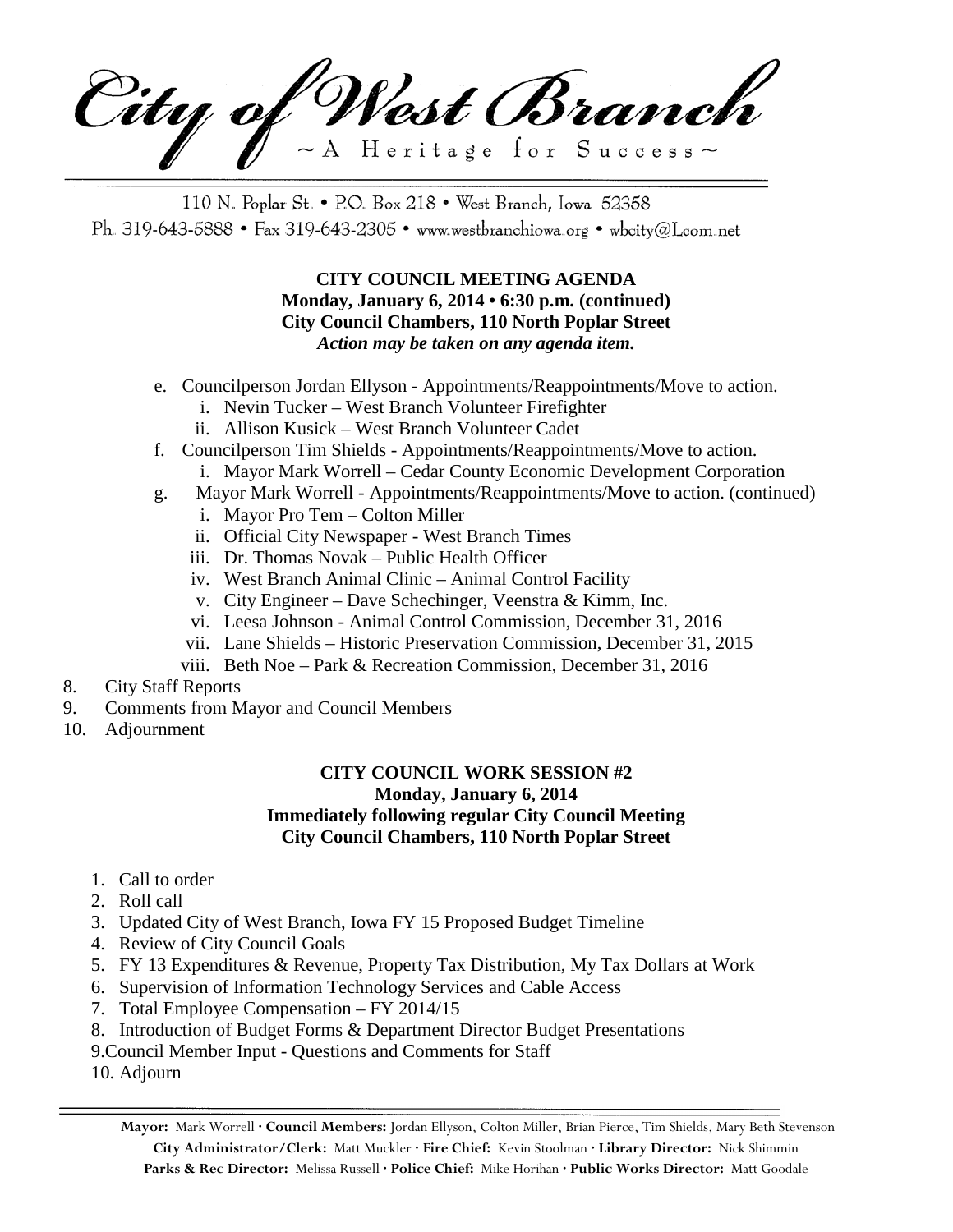City of West Branch
~ A Heritage for Success ~

110 N. Poplar St. • P.O. Box 218 • West Branch, Iowa 52358
Ph. 319-643-5888 • Fax 319-643-2305 • www.westbranchiowa.org • wbcity@Lcom.net

**CITY COUNCIL MEETING AGENDA**
**Monday, January 6, 2014 • 6:30 p.m. (continued)**
**City Council Chambers, 110 North Poplar Street**
***Action may be taken on any agenda item.***

- e. Councilperson Jordan Ellyson - Appointments/Reappointments/Move to action.
  - i. Nevin Tucker – West Branch Volunteer Firefighter
  - ii. Allison Kusick – West Branch Volunteer Cadet
- f. Councilperson Tim Shields - Appointments/Reappointments/Move to action.
  - i. Mayor Mark Worrell – Cedar County Economic Development Corporation
- g. Mayor Mark Worrell - Appointments/Reappointments/Move to action. (continued)
  - i. Mayor Pro Tem – Colton Miller
  - ii. Official City Newspaper - West Branch Times
  - iii. Dr. Thomas Novak – Public Health Officer
  - iv. West Branch Animal Clinic – Animal Control Facility
  - v. City Engineer – Dave Schechinger, Veenstra & Kimm, Inc.
  - vi. Leesa Johnson - Animal Control Commission, December 31, 2016
  - vii. Lane Shields – Historic Preservation Commission, December 31, 2015
  - viii. Beth Noe – Park & Recreation Commission, December 31, 2016

8. City Staff Reports
9. Comments from Mayor and Council Members
10. Adjournment

**CITY COUNCIL WORK SESSION #2**
**Monday, January 6, 2014**
**Immediately following regular City Council Meeting**
**City Council Chambers, 110 North Poplar Street**

1. Call to order
2. Roll call
3. Updated City of West Branch, Iowa FY 15 Proposed Budget Timeline
4. Review of City Council Goals
5. FY 13 Expenditures & Revenue, Property Tax Distribution, My Tax Dollars at Work
6. Supervision of Information Technology Services and Cable Access
7. Total Employee Compensation – FY 2014/15
8. Introduction of Budget Forms & Department Director Budget Presentations
9. Council Member Input - Questions and Comments for Staff
10. Adjourn

**Mayor:** Mark Worrell · **Council Members:** Jordan Ellyson, Colton Miller, Brian Pierce, Tim Shields, Mary Beth Stevenson
**City Administrator/Clerk:** Matt Muckler · **Fire Chief:** Kevin Stoolman · **Library Director:** Nick Shimmin
**Parks & Rec Director:** Melissa Russell · **Police Chief:** Mike Horihan · **Public Works Director:** Matt Goodale